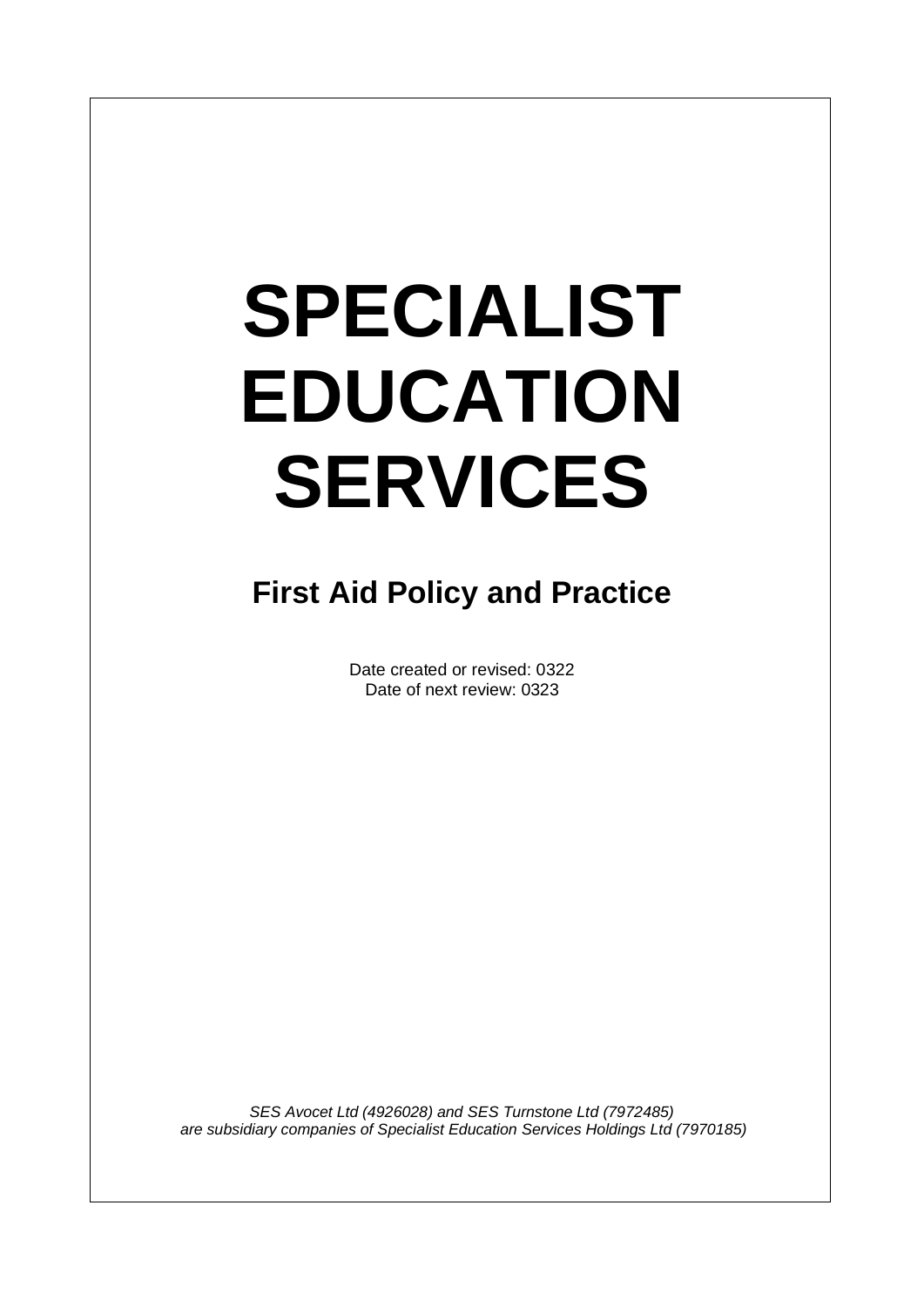# SPECIALIST EDUCATION SERVICES

## First Aid Policy and Practice

Date created or revised: 0322
Date of next review: 0323

*SES Avocet Ltd (4926028) and SES Turnstone Ltd (7972485) are subsidiary companies of Specialist Education Services Holdings Ltd (7970185)*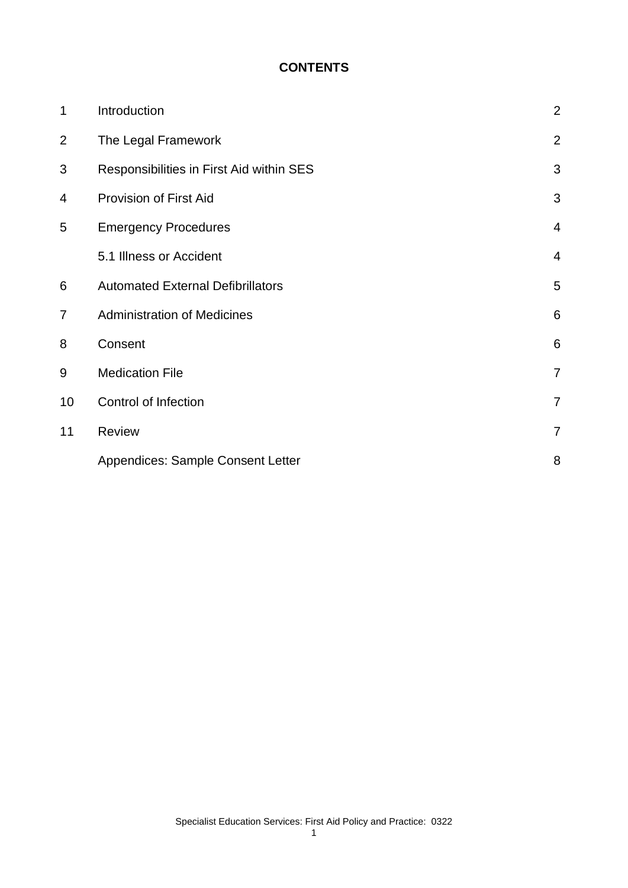**CONTENTS**

| | | |
|---|---|---|
| 1 | Introduction | 2 |
| 2 | The Legal Framework | 2 |
| 3 | Responsibilities in First Aid within SES | 3 |
| 4 | Provision of First Aid | 3 |
| 5 | Emergency Procedures | 4 |
| | 5.1 Illness or Accident | 4 |
| 6 | Automated External Defibrillators | 5 |
| 7 | Administration of Medicines | 6 |
| 8 | Consent | 6 |
| 9 | Medication File | 7 |
| 10 | Control of Infection | 7 |
| 11 | Review | 7 |
| | Appendices: Sample Consent Letter | 8 |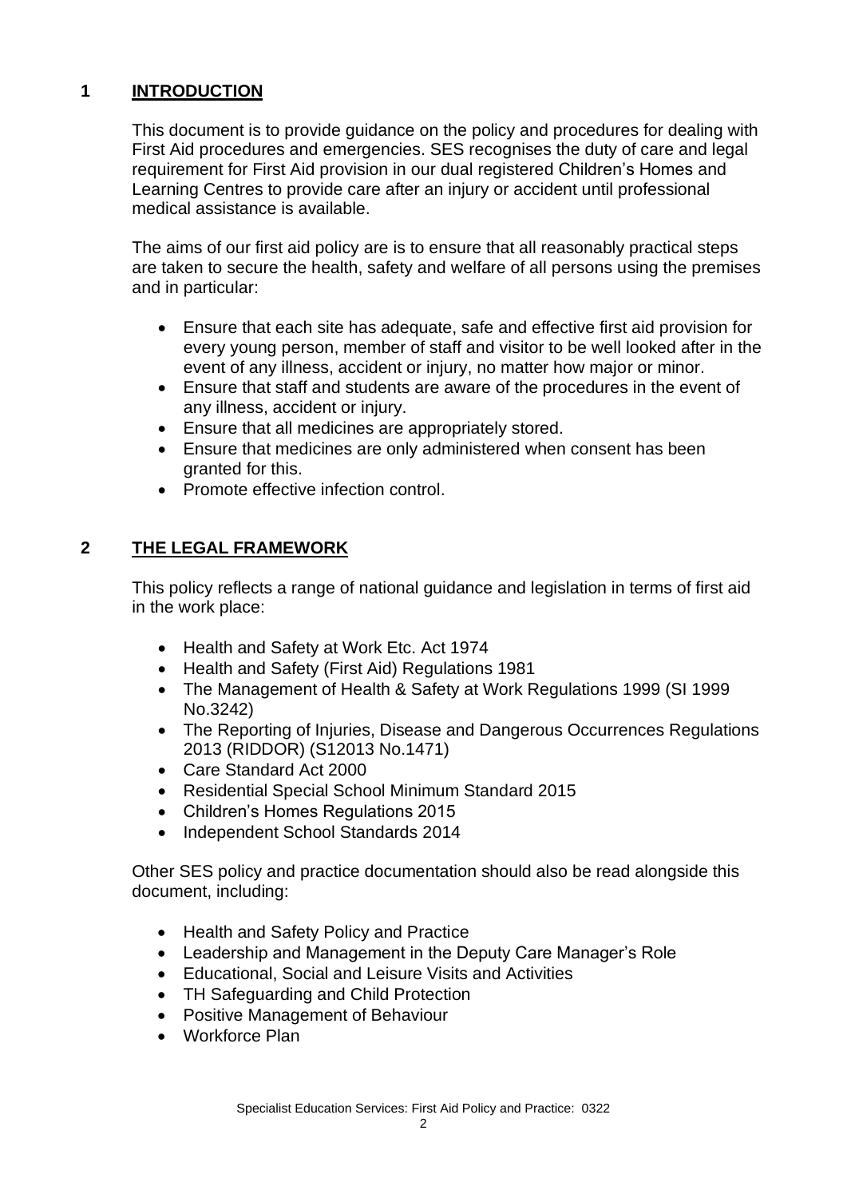## 1 INTRODUCTION

This document is to provide guidance on the policy and procedures for dealing with First Aid procedures and emergencies. SES recognises the duty of care and legal requirement for First Aid provision in our dual registered Children's Homes and Learning Centres to provide care after an injury or accident until professional medical assistance is available.

The aims of our first aid policy are is to ensure that all reasonably practical steps are taken to secure the health, safety and welfare of all persons using the premises and in particular:

- Ensure that each site has adequate, safe and effective first aid provision for every young person, member of staff and visitor to be well looked after in the event of any illness, accident or injury, no matter how major or minor.
- Ensure that staff and students are aware of the procedures in the event of any illness, accident or injury.
- Ensure that all medicines are appropriately stored.
- Ensure that medicines are only administered when consent has been granted for this.
- Promote effective infection control.

## 2 THE LEGAL FRAMEWORK

This policy reflects a range of national guidance and legislation in terms of first aid in the work place:

- Health and Safety at Work Etc. Act 1974
- Health and Safety (First Aid) Regulations 1981
- The Management of Health & Safety at Work Regulations 1999 (SI 1999 No.3242)
- The Reporting of Injuries, Disease and Dangerous Occurrences Regulations 2013 (RIDDOR) (S12013 No.1471)
- Care Standard Act 2000
- Residential Special School Minimum Standard 2015
- Children's Homes Regulations 2015
- Independent School Standards 2014

Other SES policy and practice documentation should also be read alongside this document, including:

- Health and Safety Policy and Practice
- Leadership and Management in the Deputy Care Manager's Role
- Educational, Social and Leisure Visits and Activities
- TH Safeguarding and Child Protection
- Positive Management of Behaviour
- Workforce Plan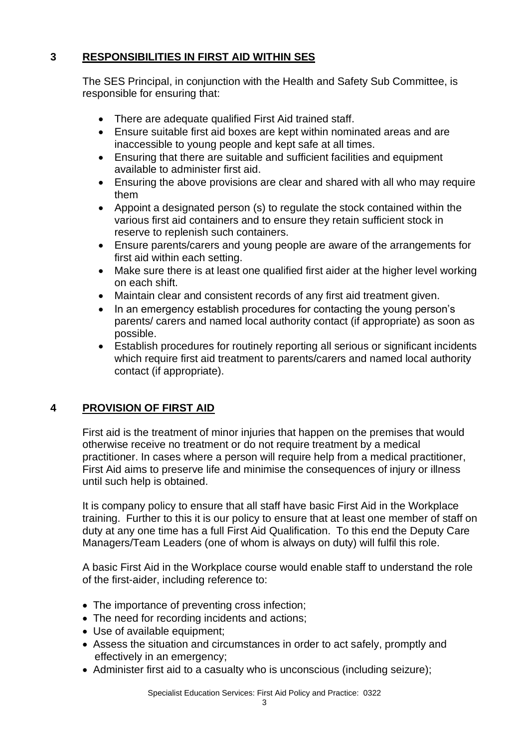## 3 RESPONSIBILITIES IN FIRST AID WITHIN SES

The SES Principal, in conjunction with the Health and Safety Sub Committee, is responsible for ensuring that:

- There are adequate qualified First Aid trained staff.
- Ensure suitable first aid boxes are kept within nominated areas and are inaccessible to young people and kept safe at all times.
- Ensuring that there are suitable and sufficient facilities and equipment available to administer first aid.
- Ensuring the above provisions are clear and shared with all who may require them
- Appoint a designated person (s) to regulate the stock contained within the various first aid containers and to ensure they retain sufficient stock in reserve to replenish such containers.
- Ensure parents/carers and young people are aware of the arrangements for first aid within each setting.
- Make sure there is at least one qualified first aider at the higher level working on each shift.
- Maintain clear and consistent records of any first aid treatment given.
- In an emergency establish procedures for contacting the young person's parents/ carers and named local authority contact (if appropriate) as soon as possible.
- Establish procedures for routinely reporting all serious or significant incidents which require first aid treatment to parents/carers and named local authority contact (if appropriate).

## 4 PROVISION OF FIRST AID

First aid is the treatment of minor injuries that happen on the premises that would otherwise receive no treatment or do not require treatment by a medical practitioner. In cases where a person will require help from a medical practitioner, First Aid aims to preserve life and minimise the consequences of injury or illness until such help is obtained.

It is company policy to ensure that all staff have basic First Aid in the Workplace training. Further to this it is our policy to ensure that at least one member of staff on duty at any one time has a full First Aid Qualification. To this end the Deputy Care Managers/Team Leaders (one of whom is always on duty) will fulfil this role.

A basic First Aid in the Workplace course would enable staff to understand the role of the first-aider, including reference to:

- The importance of preventing cross infection;
- The need for recording incidents and actions;
- Use of available equipment;
- Assess the situation and circumstances in order to act safely, promptly and effectively in an emergency;
- Administer first aid to a casualty who is unconscious (including seizure);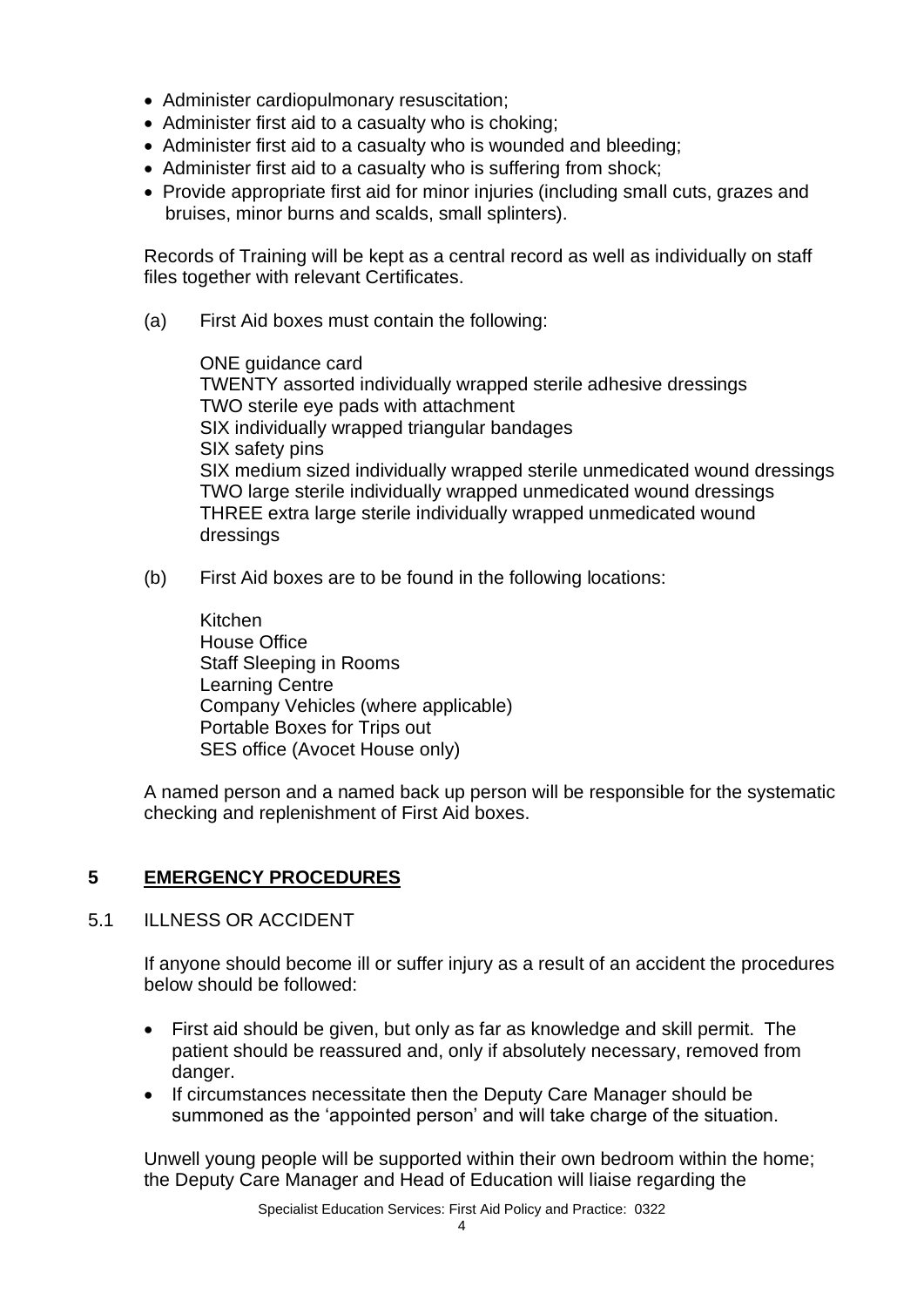- Administer cardiopulmonary resuscitation;
- Administer first aid to a casualty who is choking;
- Administer first aid to a casualty who is wounded and bleeding;
- Administer first aid to a casualty who is suffering from shock;
- Provide appropriate first aid for minor injuries (including small cuts, grazes and bruises, minor burns and scalds, small splinters).

Records of Training will be kept as a central record as well as individually on staff files together with relevant Certificates.

(a) First Aid boxes must contain the following:

ONE guidance card
TWENTY assorted individually wrapped sterile adhesive dressings
TWO sterile eye pads with attachment
SIX individually wrapped triangular bandages
SIX safety pins
SIX medium sized individually wrapped sterile unmedicated wound dressings
TWO large sterile individually wrapped unmedicated wound dressings
THREE extra large sterile individually wrapped unmedicated wound dressings

(b) First Aid boxes are to be found in the following locations:

Kitchen
House Office
Staff Sleeping in Rooms
Learning Centre
Company Vehicles (where applicable)
Portable Boxes for Trips out
SES office (Avocet House only)

A named person and a named back up person will be responsible for the systematic checking and replenishment of First Aid boxes.

## 5 EMERGENCY PROCEDURES

### 5.1 ILLNESS OR ACCIDENT

If anyone should become ill or suffer injury as a result of an accident the procedures below should be followed:

- First aid should be given, but only as far as knowledge and skill permit. The patient should be reassured and, only if absolutely necessary, removed from danger.
- If circumstances necessitate then the Deputy Care Manager should be summoned as the 'appointed person' and will take charge of the situation.

Unwell young people will be supported within their own bedroom within the home; the Deputy Care Manager and Head of Education will liaise regarding the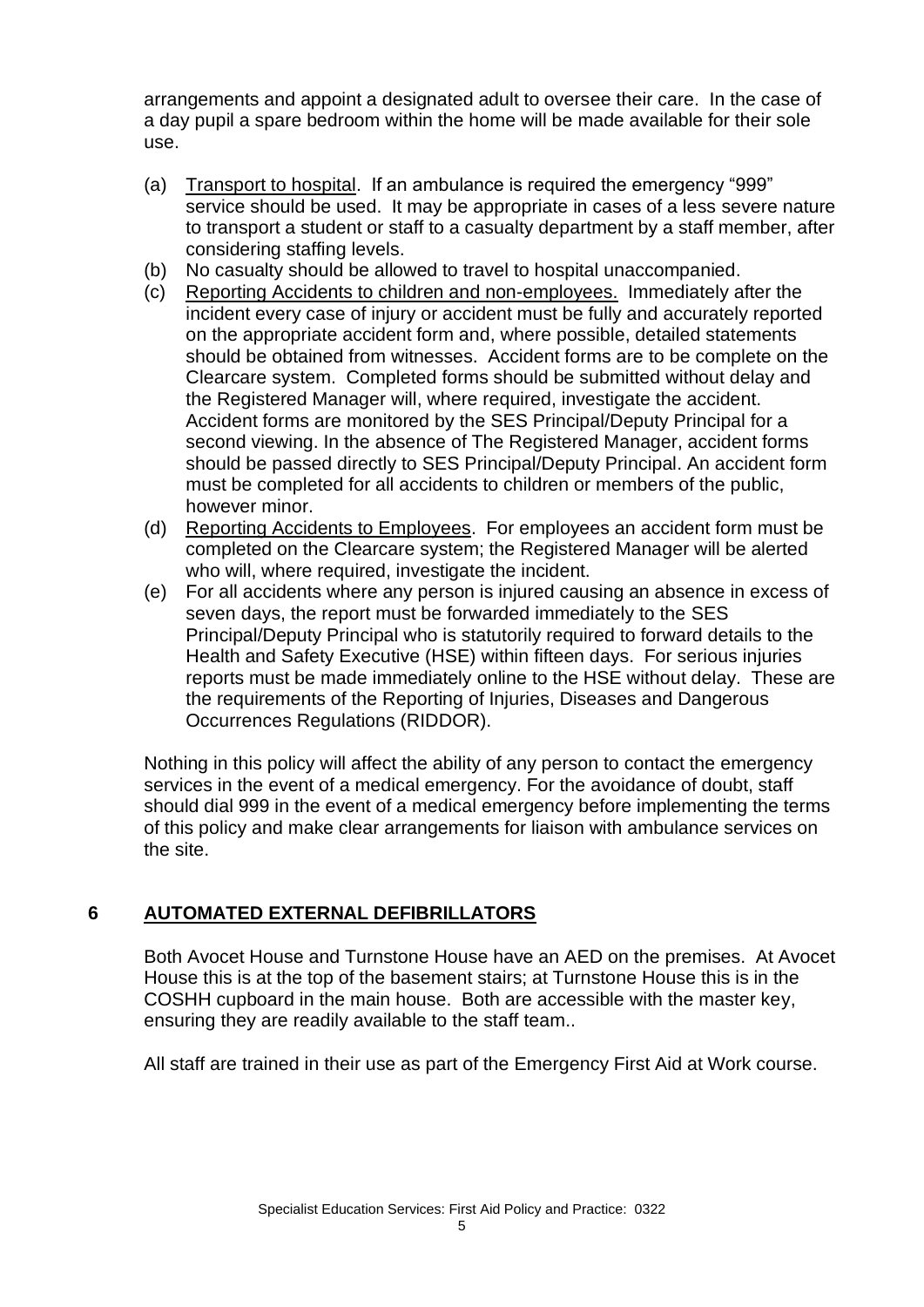arrangements and appoint a designated adult to oversee their care. In the case of a day pupil a spare bedroom within the home will be made available for their sole use.

(a) Transport to hospital. If an ambulance is required the emergency "999" service should be used. It may be appropriate in cases of a less severe nature to transport a student or staff to a casualty department by a staff member, after considering staffing levels.
(b) No casualty should be allowed to travel to hospital unaccompanied.
(c) Reporting Accidents to children and non-employees. Immediately after the incident every case of injury or accident must be fully and accurately reported on the appropriate accident form and, where possible, detailed statements should be obtained from witnesses. Accident forms are to be complete on the Clearcare system. Completed forms should be submitted without delay and the Registered Manager will, where required, investigate the accident. Accident forms are monitored by the SES Principal/Deputy Principal for a second viewing. In the absence of The Registered Manager, accident forms should be passed directly to SES Principal/Deputy Principal. An accident form must be completed for all accidents to children or members of the public, however minor.
(d) Reporting Accidents to Employees. For employees an accident form must be completed on the Clearcare system; the Registered Manager will be alerted who will, where required, investigate the incident.
(e) For all accidents where any person is injured causing an absence in excess of seven days, the report must be forwarded immediately to the SES Principal/Deputy Principal who is statutorily required to forward details to the Health and Safety Executive (HSE) within fifteen days. For serious injuries reports must be made immediately online to the HSE without delay. These are the requirements of the Reporting of Injuries, Diseases and Dangerous Occurrences Regulations (RIDDOR).

Nothing in this policy will affect the ability of any person to contact the emergency services in the event of a medical emergency. For the avoidance of doubt, staff should dial 999 in the event of a medical emergency before implementing the terms of this policy and make clear arrangements for liaison with ambulance services on the site.

## 6 AUTOMATED EXTERNAL DEFIBRILLATORS

Both Avocet House and Turnstone House have an AED on the premises. At Avocet House this is at the top of the basement stairs; at Turnstone House this is in the COSHH cupboard in the main house. Both are accessible with the master key, ensuring they are readily available to the staff team..

All staff are trained in their use as part of the Emergency First Aid at Work course.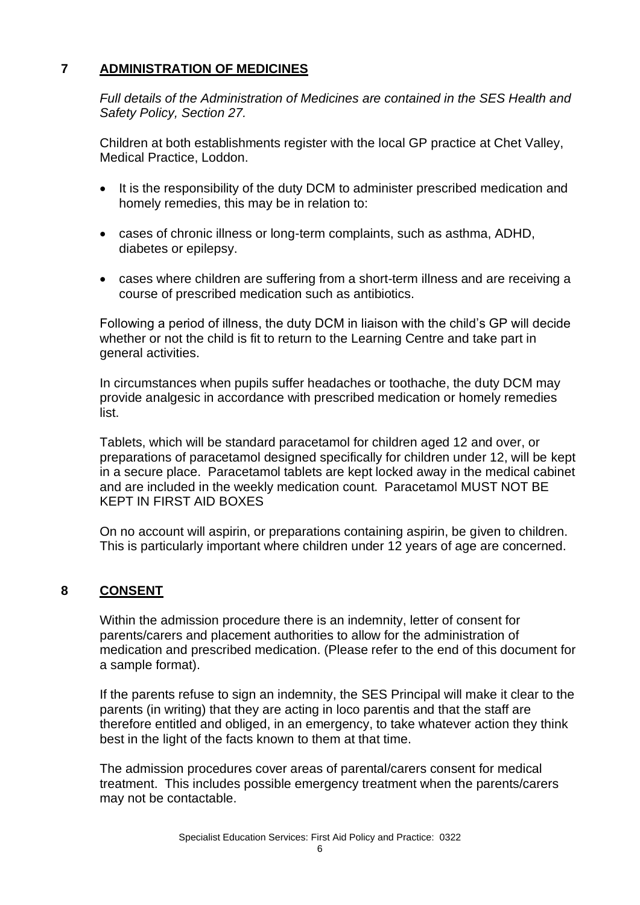## 7 ADMINISTRATION OF MEDICINES

*Full details of the Administration of Medicines are contained in the SES Health and Safety Policy, Section 27.*

Children at both establishments register with the local GP practice at Chet Valley, Medical Practice, Loddon.

- It is the responsibility of the duty DCM to administer prescribed medication and homely remedies, this may be in relation to:
- cases of chronic illness or long-term complaints, such as asthma, ADHD, diabetes or epilepsy.
- cases where children are suffering from a short-term illness and are receiving a course of prescribed medication such as antibiotics.

Following a period of illness, the duty DCM in liaison with the child's GP will decide whether or not the child is fit to return to the Learning Centre and take part in general activities.

In circumstances when pupils suffer headaches or toothache, the duty DCM may provide analgesic in accordance with prescribed medication or homely remedies list.

Tablets, which will be standard paracetamol for children aged 12 and over, or preparations of paracetamol designed specifically for children under 12, will be kept in a secure place. Paracetamol tablets are kept locked away in the medical cabinet and are included in the weekly medication count. Paracetamol MUST NOT BE KEPT IN FIRST AID BOXES

On no account will aspirin, or preparations containing aspirin, be given to children. This is particularly important where children under 12 years of age are concerned.

## 8 CONSENT

Within the admission procedure there is an indemnity, letter of consent for parents/carers and placement authorities to allow for the administration of medication and prescribed medication. (Please refer to the end of this document for a sample format).

If the parents refuse to sign an indemnity, the SES Principal will make it clear to the parents (in writing) that they are acting in loco parentis and that the staff are therefore entitled and obliged, in an emergency, to take whatever action they think best in the light of the facts known to them at that time.

The admission procedures cover areas of parental/carers consent for medical treatment. This includes possible emergency treatment when the parents/carers may not be contactable.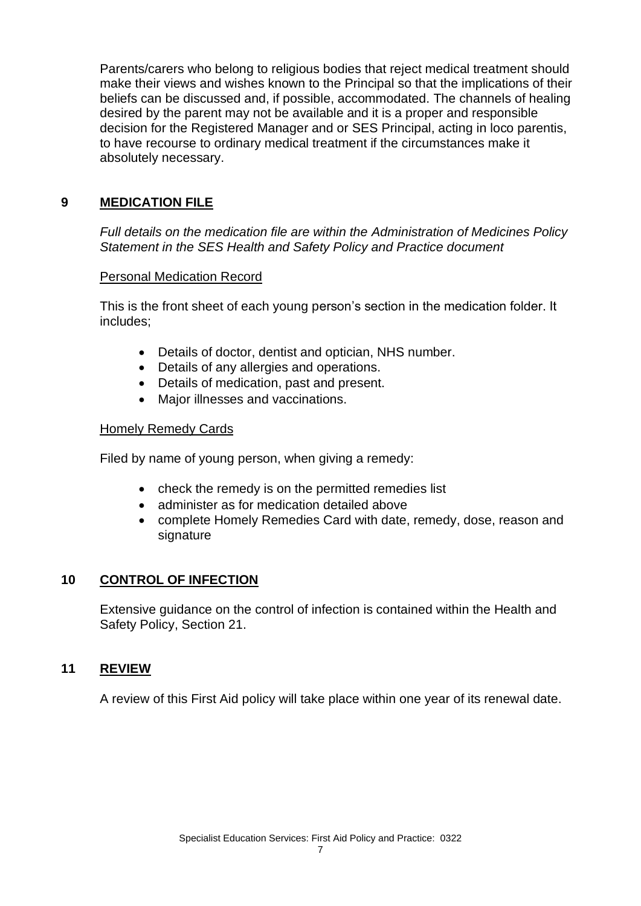Parents/carers who belong to religious bodies that reject medical treatment should make their views and wishes known to the Principal so that the implications of their beliefs can be discussed and, if possible, accommodated. The channels of healing desired by the parent may not be available and it is a proper and responsible decision for the Registered Manager and or SES Principal, acting in loco parentis, to have recourse to ordinary medical treatment if the circumstances make it absolutely necessary.

## 9 MEDICATION FILE

*Full details on the medication file are within the Administration of Medicines Policy Statement in the SES Health and Safety Policy and Practice document*

<u>Personal Medication Record</u>

This is the front sheet of each young person's section in the medication folder. It includes;

- Details of doctor, dentist and optician, NHS number.
- Details of any allergies and operations.
- Details of medication, past and present.
- Major illnesses and vaccinations.

<u>Homely Remedy Cards</u>

Filed by name of young person, when giving a remedy:

- check the remedy is on the permitted remedies list
- administer as for medication detailed above
- complete Homely Remedies Card with date, remedy, dose, reason and signature

## 10 CONTROL OF INFECTION

Extensive guidance on the control of infection is contained within the Health and Safety Policy, Section 21.

## 11 REVIEW

A review of this First Aid policy will take place within one year of its renewal date.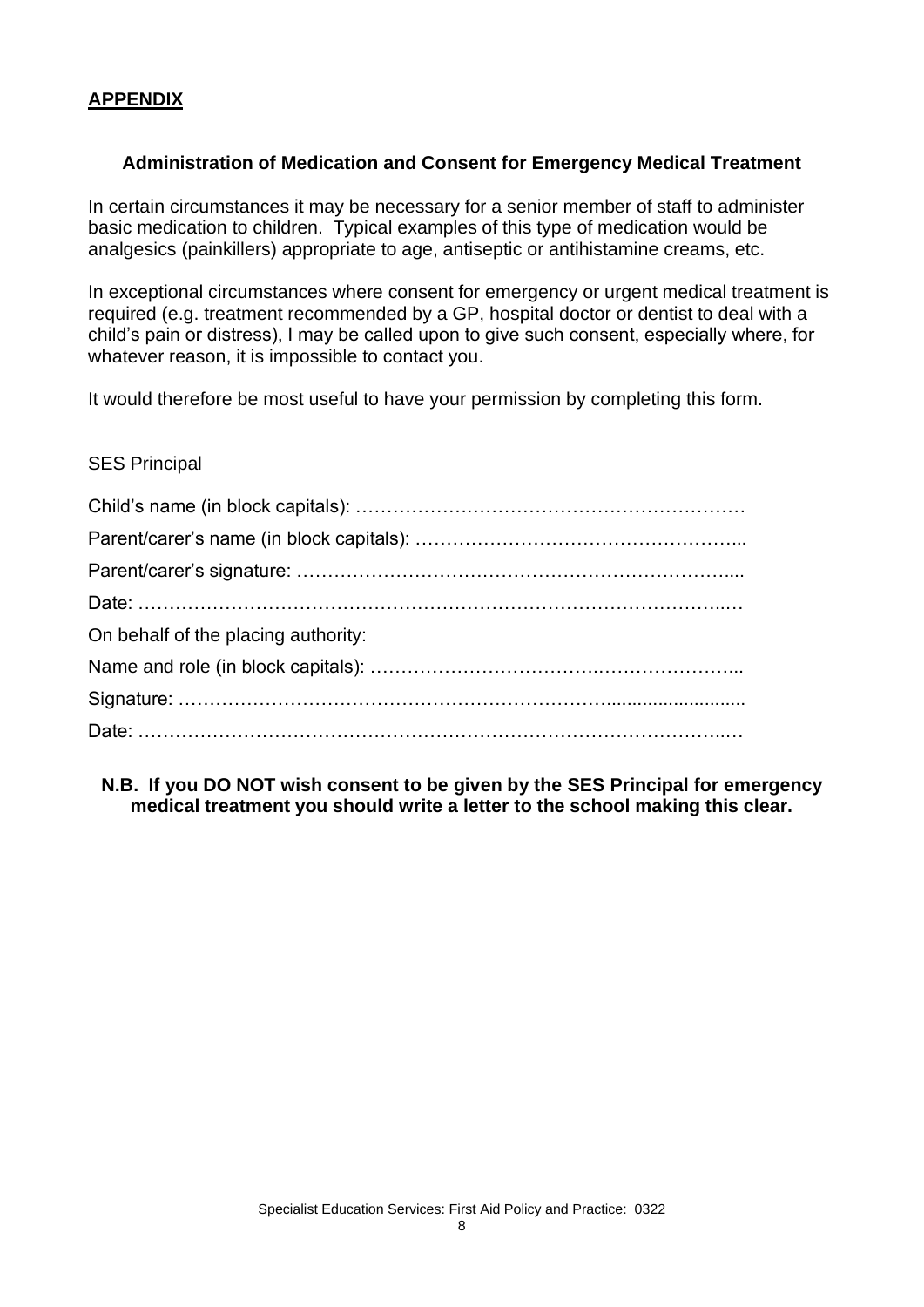## **APPENDIX**

### Administration of Medication and Consent for Emergency Medical Treatment

In certain circumstances it may be necessary for a senior member of staff to administer basic medication to children. Typical examples of this type of medication would be analgesics (painkillers) appropriate to age, antiseptic or antihistamine creams, etc.

In exceptional circumstances where consent for emergency or urgent medical treatment is required (e.g. treatment recommended by a GP, hospital doctor or dentist to deal with a child's pain or distress), I may be called upon to give such consent, especially where, for whatever reason, it is impossible to contact you.

It would therefore be most useful to have your permission by completing this form.

SES Principal

Child's name (in block capitals): ………………………………………………………

Parent/carer's name (in block capitals): ……………………………………………...

Parent/carer's signature: …………………………………………………………….....

Date: ……………………………………………………………………………………..…

On behalf of the placing authority:

Name and role (in block capitals): ……………………………….…………………...

Signature: ………………………………………………………….............................

Date: ……………………………………………………………………………………..…

**N.B. If you DO NOT wish consent to be given by the SES Principal for emergency medical treatment you should write a letter to the school making this clear.**